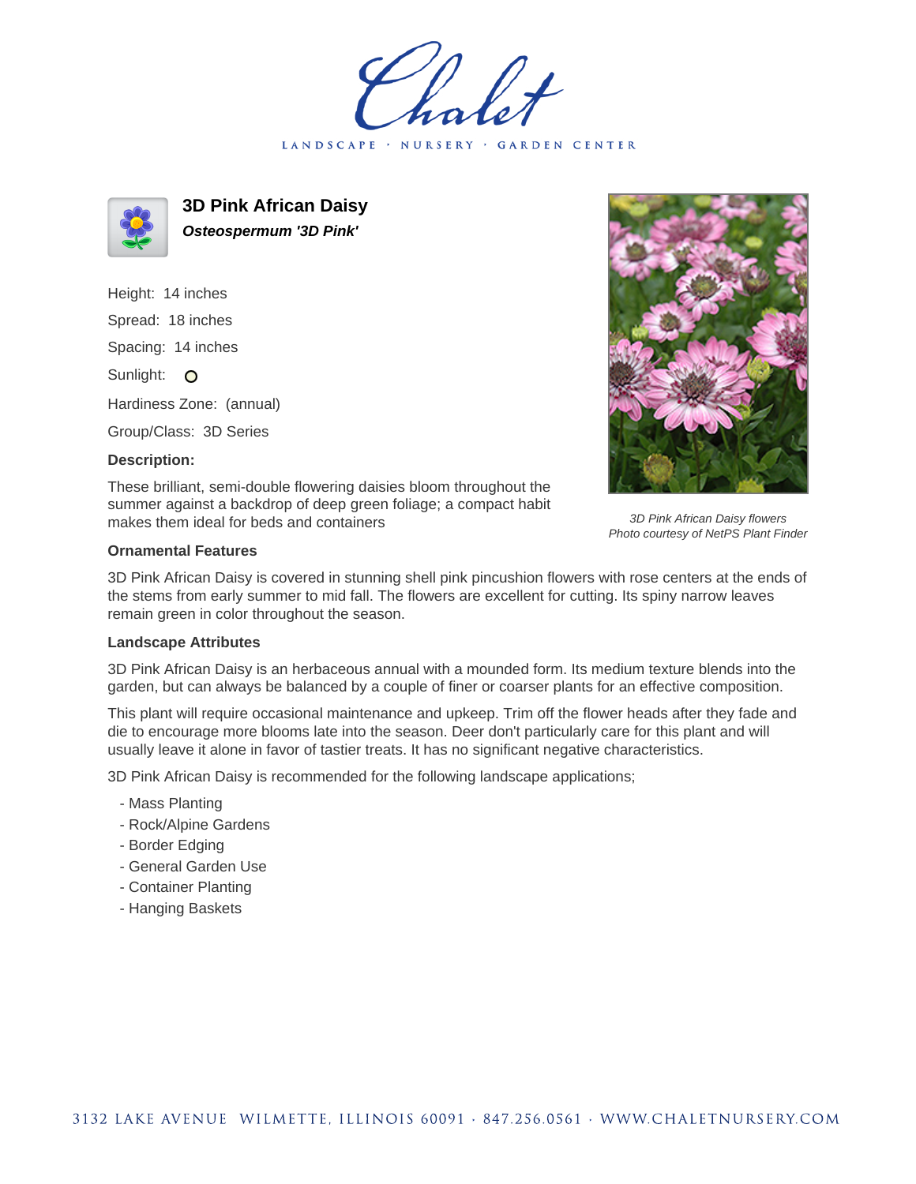Chalet

LANDSCAPE · NURSERY · GARDEN CENTER

## 3D Pink African Daisy

***Osteospermum '3D Pink'***

Height: 14 inches

Spread: 18 inches

Spacing: 14 inches

Sunlight: O

Hardiness Zone: (annual)

Group/Class: 3D Series

**Description:**

These brilliant, semi-double flowering daisies bloom throughout the summer against a backdrop of deep green foliage; a compact habit makes them ideal for beds and containers

*3D Pink African Daisy flowers*
*Photo courtesy of NetPS Plant Finder*

**Ornamental Features**

3D Pink African Daisy is covered in stunning shell pink pincushion flowers with rose centers at the ends of the stems from early summer to mid fall. The flowers are excellent for cutting. Its spiny narrow leaves remain green in color throughout the season.

**Landscape Attributes**

3D Pink African Daisy is an herbaceous annual with a mounded form. Its medium texture blends into the garden, but can always be balanced by a couple of finer or coarser plants for an effective composition.

This plant will require occasional maintenance and upkeep. Trim off the flower heads after they fade and die to encourage more blooms late into the season. Deer don't particularly care for this plant and will usually leave it alone in favor of tastier treats. It has no significant negative characteristics.

3D Pink African Daisy is recommended for the following landscape applications;

- Mass Planting
- Rock/Alpine Gardens
- Border Edging
- General Garden Use
- Container Planting
- Hanging Baskets

3132 LAKE AVENUE WILMETTE, ILLINOIS 60091 · 847.256.0561 · WWW.CHALETNURSERY.COM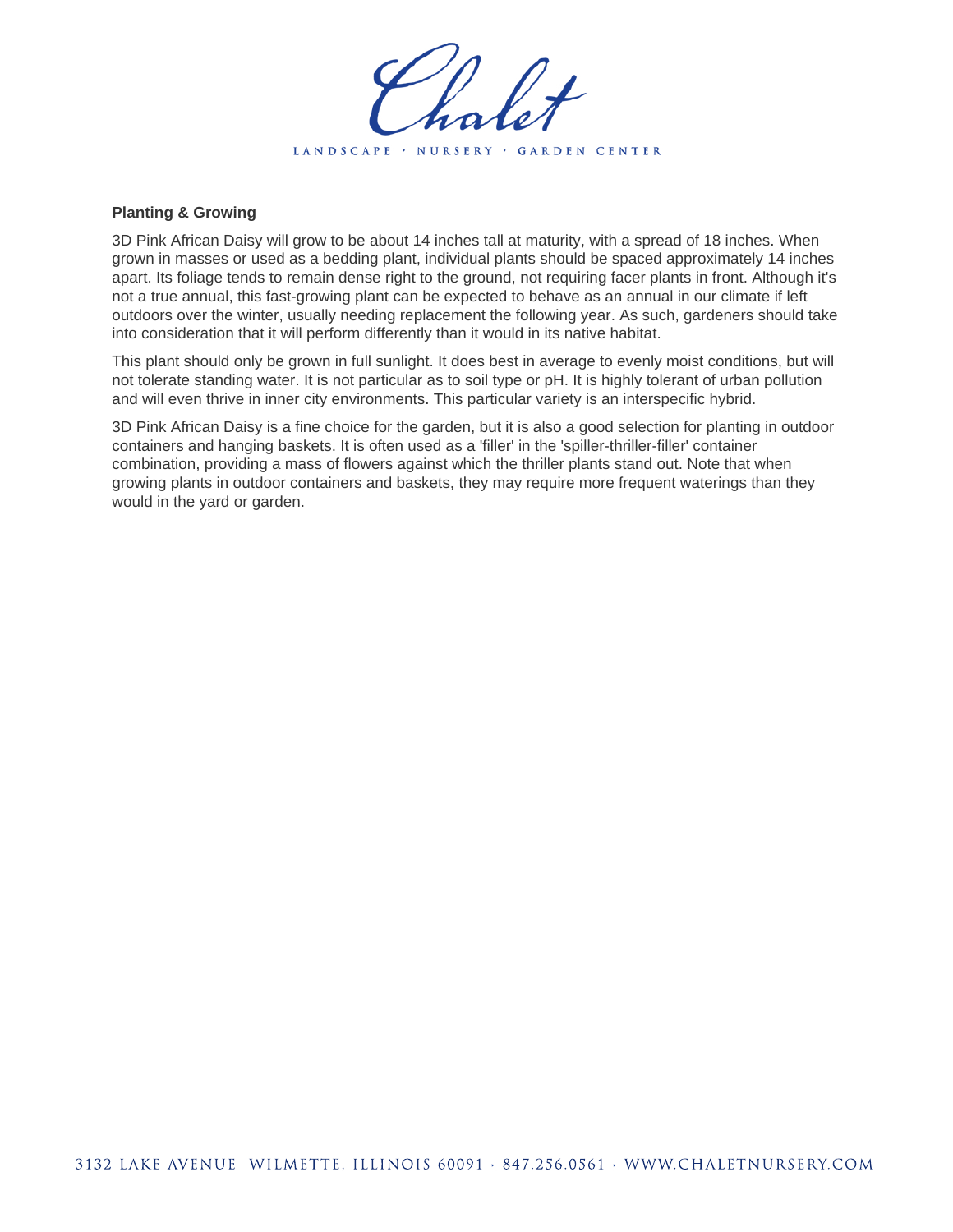### Planting & Growing

3D Pink African Daisy will grow to be about 14 inches tall at maturity, with a spread of 18 inches. When grown in masses or used as a bedding plant, individual plants should be spaced approximately 14 inches apart. Its foliage tends to remain dense right to the ground, not requiring facer plants in front. Although it's not a true annual, this fast-growing plant can be expected to behave as an annual in our climate if left outdoors over the winter, usually needing replacement the following year. As such, gardeners should take into consideration that it will perform differently than it would in its native habitat.

This plant should only be grown in full sunlight. It does best in average to evenly moist conditions, but will not tolerate standing water. It is not particular as to soil type or pH. It is highly tolerant of urban pollution and will even thrive in inner city environments. This particular variety is an interspecific hybrid.

3D Pink African Daisy is a fine choice for the garden, but it is also a good selection for planting in outdoor containers and hanging baskets. It is often used as a 'filler' in the 'spiller-thriller-filler' container combination, providing a mass of flowers against which the thriller plants stand out. Note that when growing plants in outdoor containers and baskets, they may require more frequent waterings than they would in the yard or garden.